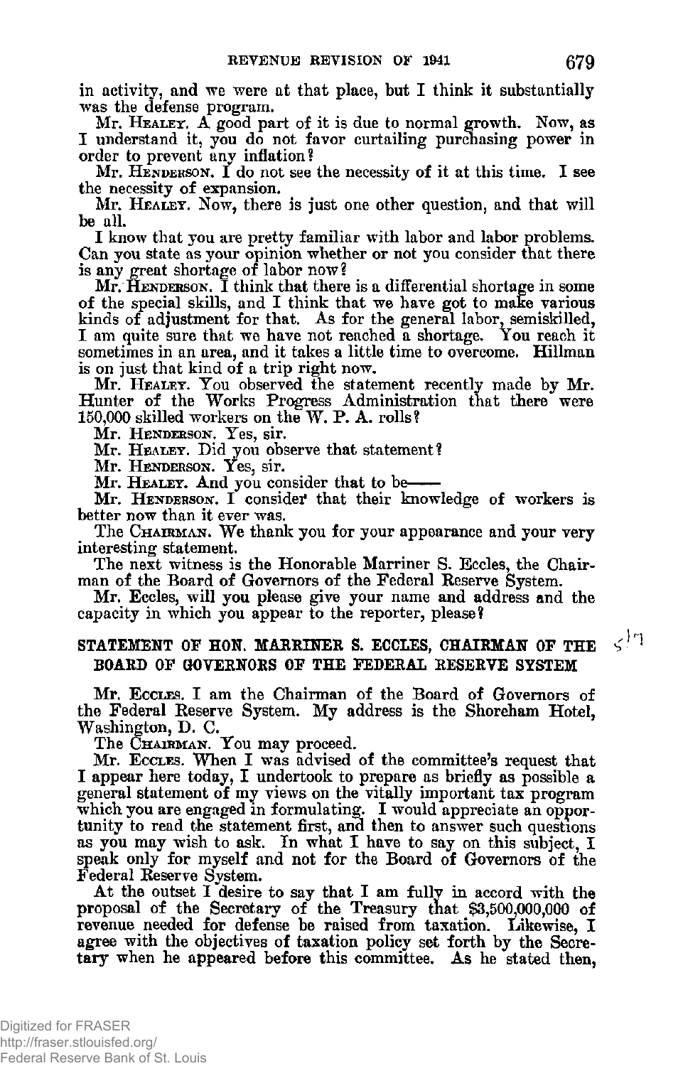in activity, and we were at that place, but I think it substantially was the defense program.

Mr. HEALEY. A good part of it is due to normal growth. Now, as I understand it, you do not favor curtailing purchasing power in order to prevent any inflation?

Mr. HENDERSON. I do not see the necessity of it at this time. I see the necessity of expansion.

Mr. HEALEY. Now, there is just one other question, and that will be all.

I know that you are pretty familiar with labor and labor problems. Can you state as your opinion whether or not you consider that there is any great shortage of labor now?

Mr. HENDERSON. I think that there is a differential shortage in some of the special skills, and I think that we have got to make various kinds of adjustment for that. As for the general labor, semiskilled, I am quite sure that we have not reached a shortage. You reach it sometimes in an area, and it takes a little time to overcome. Hillman is on just that kind of a trip right now.

Mr. HEALEY. You observed the statement recently made by Mr. Hunter of the Works Progress Administration that there were 150,000 skilled workers on the W. P. A. rolls?

Mr. HENDERSON. Yes, sir.

Mr. HEALEY. Did you observe that statement?

Mr. HENDERSON. Yes, sir.

Mr. HEALEY. And you consider that to be——

Mr. HENDERSON. I consider that their knowledge of workers is better now than it ever was.

The CHAIRMAN. We thank you for your appearance and your very interesting statement.

The next witness is the Honorable Marriner S. Eccles, the Chairman of the Board of Governors of the Federal Reserve System.

Mr. Eccles, will you please give your name and address and the capacity in which you appear to the reporter, please?

## STATEMENT OF HON. MARRINER S. ECCLES, CHAIRMAN OF THE BOARD OF GOVERNORS OF THE FEDERAL RESERVE SYSTEM

Mr. ECCLES. I am the Chairman of the Board of Governors of the Federal Reserve System. My address is the Shoreham Hotel, Washington, D. C.

The CHAIRMAN. You may proceed.

Mr. ECCLES. When I was advised of the committee's request that I appear here today, I undertook to prepare as briefly as possible a general statement of my views on the vitally important tax program which you are engaged in formulating. I would appreciate an opportunity to read the statement first, and then to answer such questions as you may wish to ask. In what I have to say on this subject, I speak only for myself and not for the Board of Governors of the Federal Reserve System.

At the outset I desire to say that I am fully in accord with the proposal of the Secretary of the Treasury that $3,500,000,000 of revenue needed for defense be raised from taxation. Likewise, I agree with the objectives of taxation policy set forth by the Secretary when he appeared before this committee. As he stated then,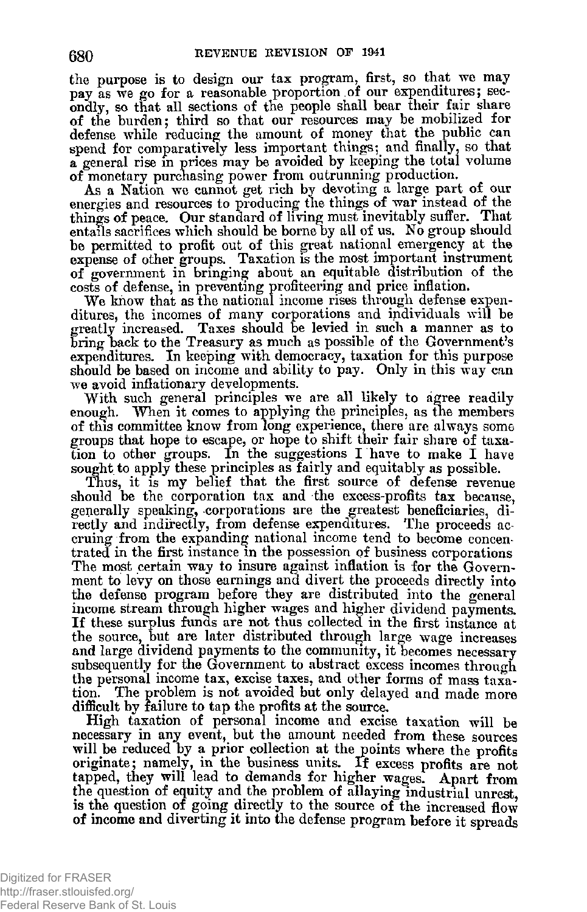the purpose is to design our tax program, first, so that we may pay as we go for a reasonable proportion of our expenditures; secondly, so that all sections of the people shall bear their fair share of the burden; third so that our resources may be mobilized for defense while reducing the amount of money that the public can spend for comparatively less important things; and finally, so that a general rise in prices may be avoided by keeping the total volume of monetary purchasing power from outrunning production.

As a Nation we cannot get rich by devoting a large part of our energies and resources to producing the things of war instead of the things of peace. Our standard of living must inevitably suffer. That entails sacrifices which should be borne by all of us. No group should be permitted to profit out of this great national emergency at the expense of other groups. Taxation is the most important instrument of government in bringing about an equitable distribution of the costs of defense, in preventing profiteering and price inflation.

We know that as the national income rises through defense expenditures, the incomes of many corporations and individuals will be greatly increased. Taxes should be levied in such a manner as to bring back to the Treasury as much as possible of the Government's expenditures. In keeping with democracy, taxation for this purpose should be based on income and ability to pay. Only in this way can we avoid inflationary developments.

With such general principles we are all likely to agree readily enough. When it comes to applying the principles, as the members of this committee know from long experience, there are always some groups that hope to escape, or hope to shift their fair share of taxation to other groups. In the suggestions I have to make I have sought to apply these principles as fairly and equitably as possible.

Thus, it is my belief that the first source of defense revenue should be the corporation tax and the excess-profits tax because, generally speaking, corporations are the greatest beneficiaries, directly and indirectly, from defense expenditures. The proceeds accruing from the expanding national income tend to become concentrated in the first instance in the possession of business corporations. The most certain way to insure against inflation is for the Government to levy on those earnings and divert the proceeds directly into the defense program before they are distributed into the general income stream through higher wages and higher dividend payments. If these surplus funds are not thus collected in the first instance at the source, but are later distributed through large wage increases and large dividend payments to the community, it becomes necessary subsequently for the Government to abstract excess incomes through the personal income tax, excise taxes, and other forms of mass taxation. The problem is not avoided but only delayed and made more difficult by failure to tap the profits at the source.

High taxation of personal income and excise taxation will be necessary in any event, but the amount needed from these sources will be reduced by a prior collection at the points where the profits originate; namely, in the business units. If excess profits are not tapped, they will lead to demands for higher wages. Apart from the question of equity and the problem of allaying industrial unrest, is the question of going directly to the source of the increased flow of income and diverting it into the defense program before it spreads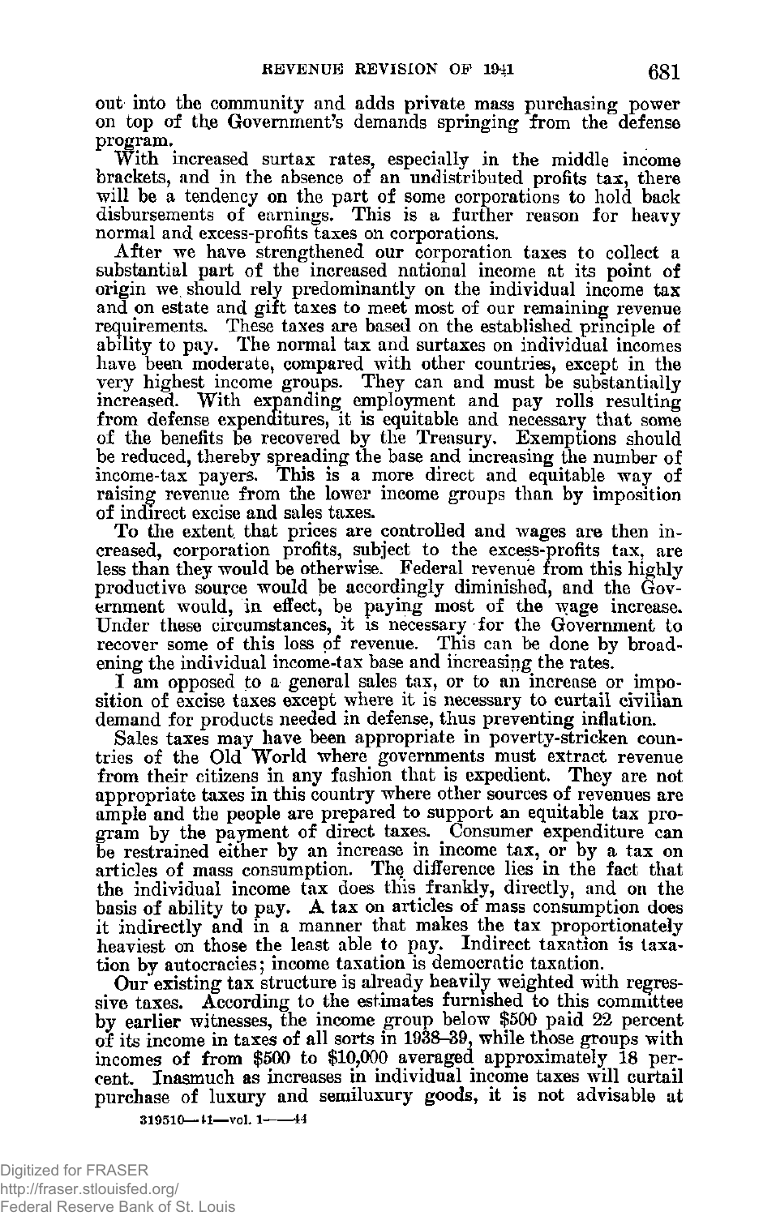out into the community and adds private mass purchasing power on top of the Government's demands springing from the defense program.

With increased surtax rates, especially in the middle income brackets, and in the absence of an undistributed profits tax, there will be a tendency on the part of some corporations to hold back disbursements of earnings. This is a further reason for heavy normal and excess-profits taxes on corporations.

After we have strengthened our corporation taxes to collect a substantial part of the increased national income at its point of origin we should rely predominantly on the individual income tax and on estate and gift taxes to meet most of our remaining revenue requirements. These taxes are based on the established principle of ability to pay. The normal tax and surtaxes on individual incomes have been moderate, compared with other countries, except in the very highest income groups. They can and must be substantially increased. With expanding employment and pay rolls resulting from defense expenditures, it is equitable and necessary that some of the benefits be recovered by the Treasury. Exemptions should be reduced, thereby spreading the base and increasing the number of income-tax payers. This is a more direct and equitable way of raising revenue from the lower income groups than by imposition of indirect excise and sales taxes.

To the extent that prices are controlled and wages are then increased, corporation profits, subject to the excess-profits tax, are less than they would be otherwise. Federal revenue from this highly productive source would be accordingly diminished, and the Government would, in effect, be paying most of the wage increase. Under these circumstances, it is necessary for the Government to recover some of this loss of revenue. This can be done by broadening the individual income-tax base and increasing the rates.

I am opposed to a general sales tax, or to an increase or imposition of excise taxes except where it is necessary to curtail civilian demand for products needed in defense, thus preventing inflation.

Sales taxes may have been appropriate in poverty-stricken countries of the Old World where governments must extract revenue from their citizens in any fashion that is expedient. They are not appropriate taxes in this country where other sources of revenues are ample and the people are prepared to support an equitable tax program by the payment of direct taxes. Consumer expenditure can be restrained either by an increase in income tax, or by a tax on articles of mass consumption. The difference lies in the fact that the individual income tax does this frankly, directly, and on the basis of ability to pay. A tax on articles of mass consumption does it indirectly and in a manner that makes the tax proportionately heaviest on those the least able to pay. Indirect taxation is taxation by autocracies; income taxation is democratic taxation.

Our existing tax structure is already heavily weighted with regressive taxes. According to the estimates furnished to this committee by earlier witnesses, the income group below $500 paid 22 percent of its income in taxes of all sorts in 1938–39, while those groups with incomes of from $500 to $10,000 averaged approximately 18 percent. Inasmuch as increases in individual income taxes will curtail purchase of luxury and semiluxury goods, it is not advisable at

319510—41—vol. 1——44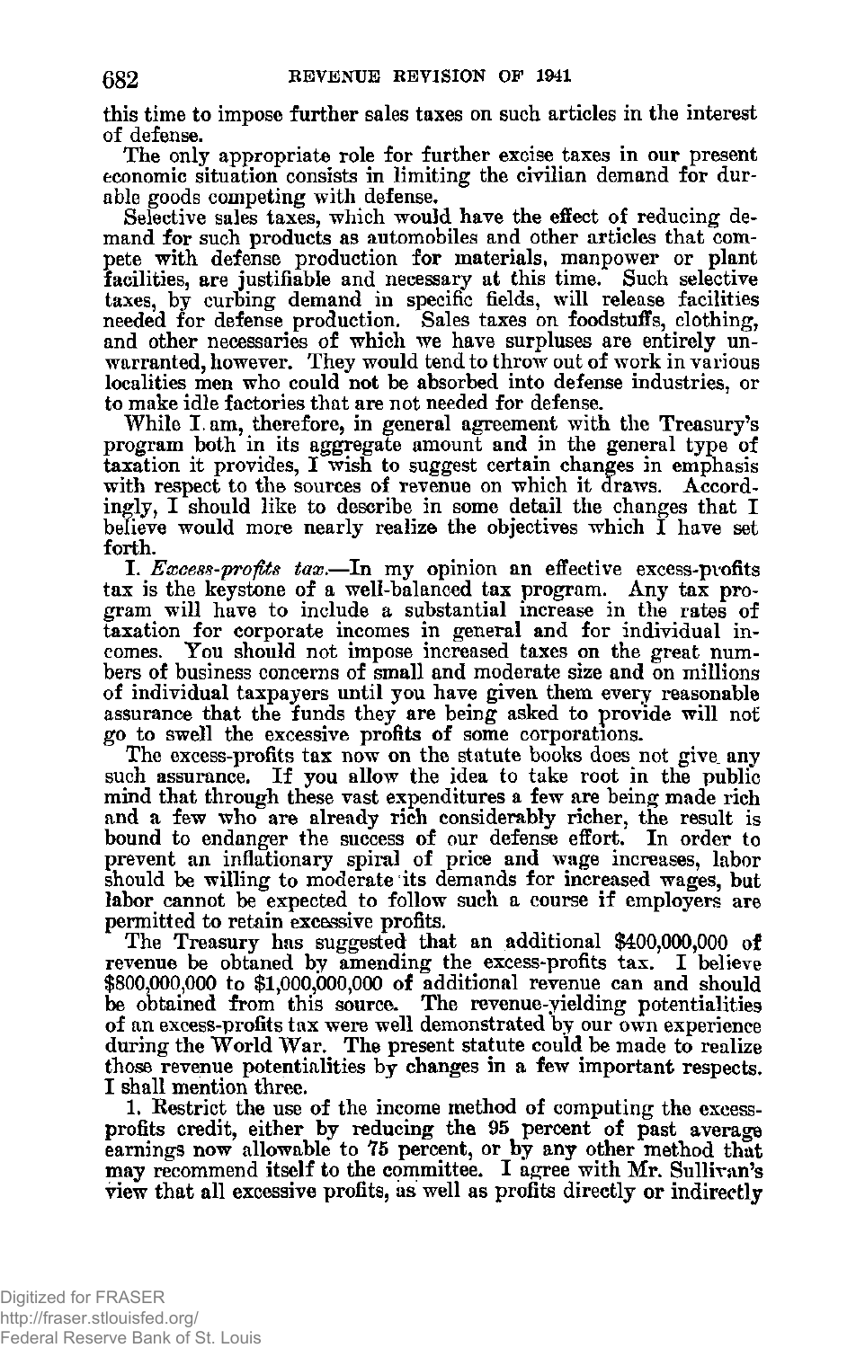this time to impose further sales taxes on such articles in the interest of defense.

The only appropriate role for further excise taxes in our present economic situation consists in limiting the civilian demand for durable goods competing with defense.

Selective sales taxes, which would have the effect of reducing demand for such products as automobiles and other articles that compete with defense production for materials, manpower or plant facilities, are justifiable and necessary at this time. Such selective taxes, by curbing demand in specific fields, will release facilities needed for defense production. Sales taxes on foodstuffs, clothing, and other necessaries of which we have surpluses are entirely unwarranted, however. They would tend to throw out of work in various localities men who could not be absorbed into defense industries, or to make idle factories that are not needed for defense.

While I am, therefore, in general agreement with the Treasury's program both in its aggregate amount and in the general type of taxation it provides, I wish to suggest certain changes in emphasis with respect to the sources of revenue on which it draws. Accordingly, I should like to describe in some detail the changes that I believe would more nearly realize the objectives which I have set forth.

I. *Excess-profits tax.*—In my opinion an effective excess-profits tax is the keystone of a well-balanced tax program. Any tax program will have to include a substantial increase in the rates of taxation for corporate incomes in general and for individual incomes. You should not impose increased taxes on the great numbers of business concerns of small and moderate size and on millions of individual taxpayers until you have given them every reasonable assurance that the funds they are being asked to provide will not go to swell the excessive profits of some corporations.

The excess-profits tax now on the statute books does not give any such assurance. If you allow the idea to take root in the public mind that through these vast expenditures a few are being made rich and a few who are already rich considerably richer, the result is bound to endanger the success of our defense effort. In order to prevent an inflationary spiral of price and wage increases, labor should be willing to moderate its demands for increased wages, but labor cannot be expected to follow such a course if employers are permitted to retain excessive profits.

The Treasury has suggested that an additional $400,000,000 of revenue be obtained by amending the excess-profits tax. I believe $800,000,000 to $1,000,000,000 of additional revenue can and should be obtained from this source. The revenue-yielding potentialities of an excess-profits tax were well demonstrated by our own experience during the World War. The present statute could be made to realize those revenue potentialities by changes in a few important respects. I shall mention three.

1. Restrict the use of the income method of computing the excess-profits credit, either by reducing the 95 percent of past average earnings now allowable to 75 percent, or by any other method that may recommend itself to the committee. I agree with Mr. Sullivan's view that all excessive profits, as well as profits directly or indirectly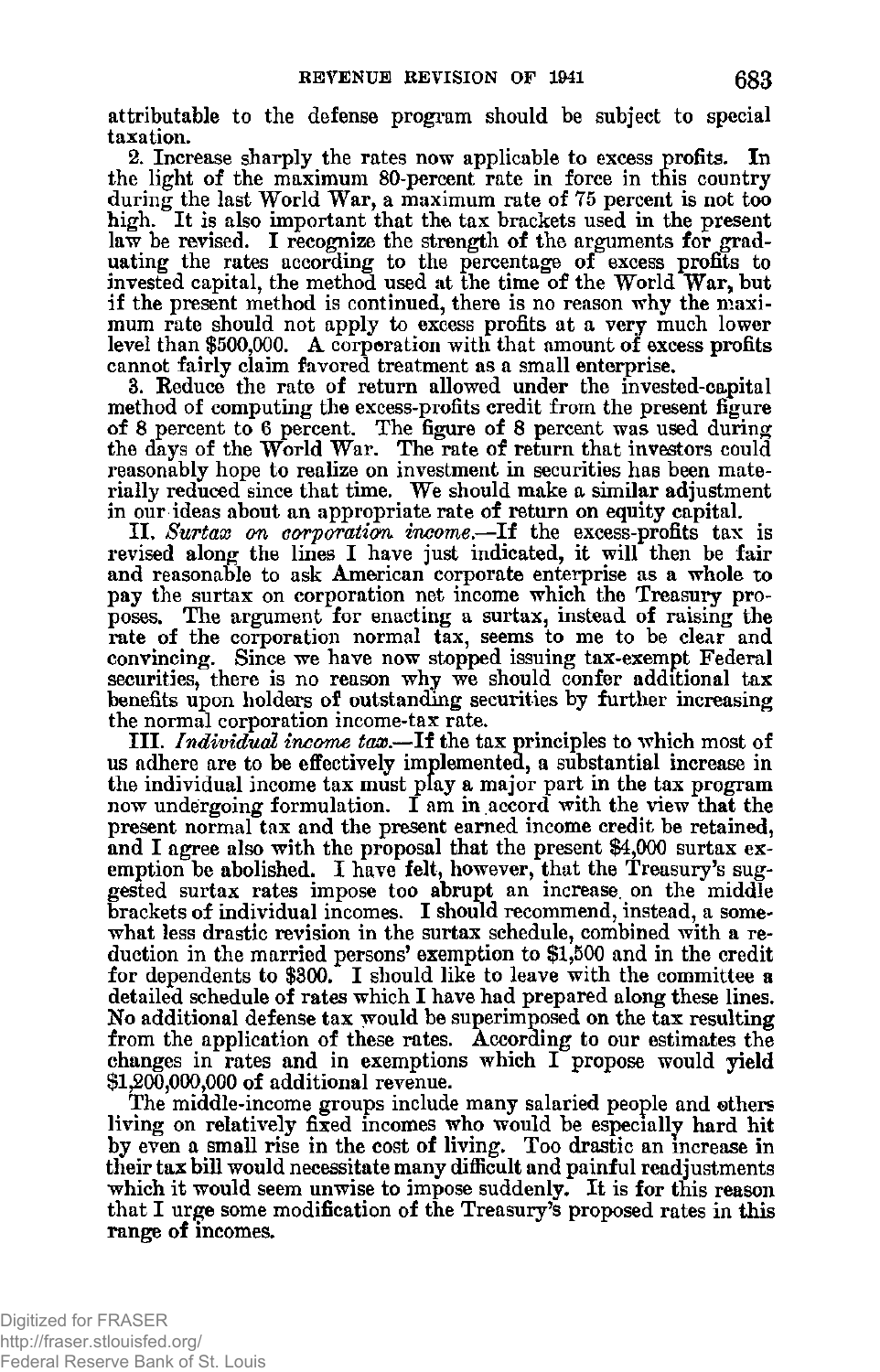attributable to the defense program should be subject to special taxation.

2. Increase sharply the rates now applicable to excess profits. In the light of the maximum 80-percent rate in force in this country during the last World War, a maximum rate of 75 percent is not too high. It is also important that the tax brackets used in the present law be revised. I recognize the strength of the arguments for graduating the rates according to the percentage of excess profits to invested capital, the method used at the time of the World War, but if the present method is continued, there is no reason why the maximum rate should not apply to excess profits at a very much lower level than $500,000. A corporation with that amount of excess profits cannot fairly claim favored treatment as a small enterprise.

3. Reduce the rate of return allowed under the invested-capital method of computing the excess-profits credit from the present figure of 8 percent to 6 percent. The figure of 8 percent was used during the days of the World War. The rate of return that investors could reasonably hope to realize on investment in securities has been materially reduced since that time. We should make a similar adjustment in our ideas about an appropriate rate of return on equity capital.

II. *Surtax on corporation income.*—If the excess-profits tax is revised along the lines I have just indicated, it will then be fair and reasonable to ask American corporate enterprise as a whole to pay the surtax on corporation net income which the Treasury proposes. The argument for enacting a surtax, instead of raising the rate of the corporation normal tax, seems to me to be clear and convincing. Since we have now stopped issuing tax-exempt Federal securities, there is no reason why we should confer additional tax benefits upon holders of outstanding securities by further increasing the normal corporation income-tax rate.

III. *Individual income tax.*—If the tax principles to which most of us adhere are to be effectively implemented, a substantial increase in the individual income tax must play a major part in the tax program now undergoing formulation. I am in accord with the view that the present normal tax and the present earned income credit be retained, and I agree also with the proposal that the present $4,000 surtax exemption be abolished. I have felt, however, that the Treasury's suggested surtax rates impose too abrupt an increase on the middle brackets of individual incomes. I should recommend, instead, a somewhat less drastic revision in the surtax schedule, combined with a reduction in the married persons' exemption to $1,500 and in the credit for dependents to $300. I should like to leave with the committee a detailed schedule of rates which I have had prepared along these lines. No additional defense tax would be superimposed on the tax resulting from the application of these rates. According to our estimates the changes in rates and in exemptions which I propose would yield $1,200,000,000 of additional revenue.

The middle-income groups include many salaried people and others living on relatively fixed incomes who would be especially hard hit by even a small rise in the cost of living. Too drastic an increase in their tax bill would necessitate many difficult and painful readjustments which it would seem unwise to impose suddenly. It is for this reason that I urge some modification of the Treasury's proposed rates in this range of incomes.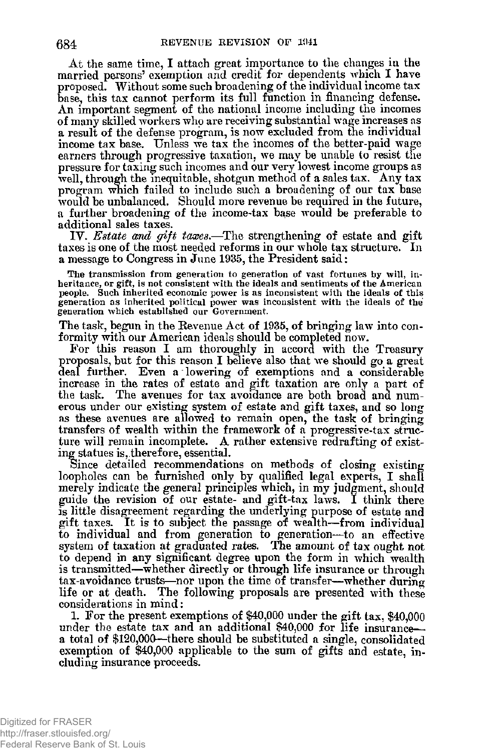At the same time, I attach great importance to the changes in the married persons' exemption and credit for dependents which I have proposed. Without some such broadening of the individual income tax base, this tax cannot perform its full function in financing defense. An important segment of the national income including the incomes of many skilled workers who are receiving substantial wage increases as a result of the defense program, is now excluded from the individual income tax base. Unless we tax the incomes of the better-paid wage earners through progressive taxation, we may be unable to resist the pressure for taxing such incomes and our very lowest income groups as well, through the inequitable, shotgun method of a sales tax. Any tax program which failed to include such a broadening of our tax base would be unbalanced. Should more revenue be required in the future, a further broadening of the income-tax base would be preferable to additional sales taxes.

IV. *Estate and gift taxes.*—The strengthening of estate and gift taxes is one of the most needed reforms in our whole tax structure. In a message to Congress in June 1935, the President said:

> The transmission from generation to generation of vast fortunes by will, inheritance, or gift, is not consistent with the ideals and sentiments of the American people. Such inherited economic power is as inconsistent with the ideals of this generation as inherited political power was inconsistent with the ideals of the generation which established our Government.

The task, begun in the Revenue Act of 1935, of bringing law into conformity with our American ideals should be completed now.

For this reason I am thoroughly in accord with the Treasury proposals, but for this reason I believe also that we should go a great deal further. Even a lowering of exemptions and a considerable increase in the rates of estate and gift taxation are only a part of the task. The avenues for tax avoidance are both broad and numerous under our existing system of estate and gift taxes, and so long as these avenues are allowed to remain open, the task of bringing transfers of wealth within the framework of a progressive-tax structure will remain incomplete. A rather extensive redrafting of existing statues is, therefore, essential.

Since detailed recommendations on methods of closing existing loopholes can be furnished only by qualified legal experts, I shall merely indicate the general principles which, in my judgment, should guide the revision of our estate- and gift-tax laws. I think there is little disagreement regarding the underlying purpose of estate and gift taxes. It is to subject the passage of wealth—from individual to individual and from generation to generation—to an effective system of taxation at graduated rates. The amount of tax ought not to depend in any significant degree upon the form in which wealth is transmitted—whether directly or through life insurance or through tax-avoidance trusts—nor upon the time of transfer—whether during life or at death. The following proposals are presented with these considerations in mind:

1. For the present exemptions of $40,000 under the gift tax, $40,000 under the estate tax and an additional $40,000 for life insurance—a total of $120,000—there should be substituted a single, consolidated exemption of $40,000 applicable to the sum of gifts and estate, including insurance proceeds.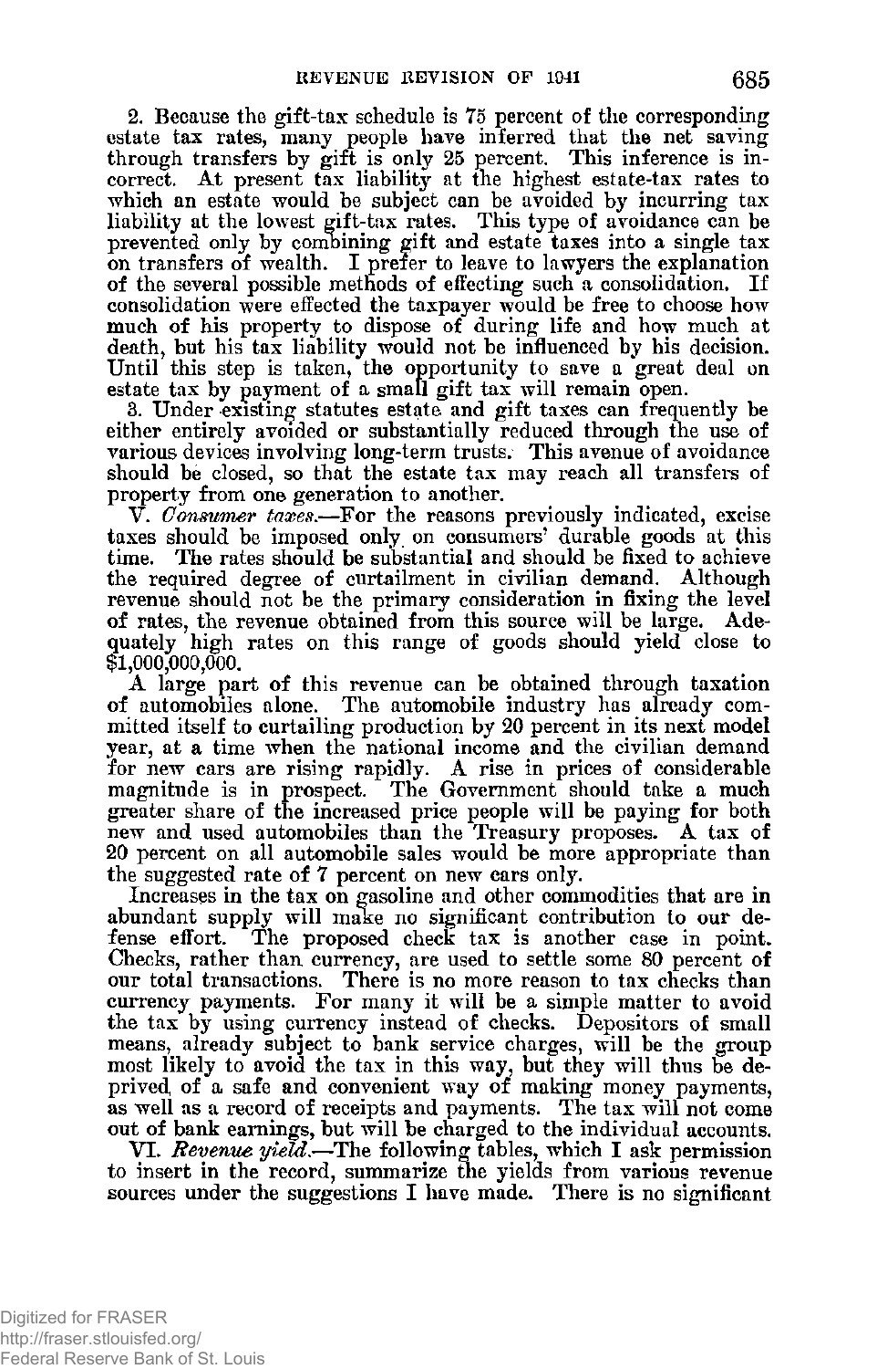2. Because the gift-tax schedule is 75 percent of the corresponding estate tax rates, many people have inferred that the net saving through transfers by gift is only 25 percent. This inference is incorrect. At present tax liability at the highest estate-tax rates to which an estate would be subject can be avoided by incurring tax liability at the lowest gift-tax rates. This type of avoidance can be prevented only by combining gift and estate taxes into a single tax on transfers of wealth. I prefer to leave to lawyers the explanation of the several possible methods of effecting such a consolidation. If consolidation were effected the taxpayer would be free to choose how much of his property to dispose of during life and how much at death, but his tax liability would not be influenced by his decision. Until this step is taken, the opportunity to save a great deal on estate tax by payment of a small gift tax will remain open.

3. Under existing statutes estate and gift taxes can frequently be either entirely avoided or substantially reduced through the use of various devices involving long-term trusts. This avenue of avoidance should be closed, so that the estate tax may reach all transfers of property from one generation to another.

V. *Consumer taxes*.—For the reasons previously indicated, excise taxes should be imposed only on consumers' durable goods at this time. The rates should be substantial and should be fixed to achieve the required degree of curtailment in civilian demand. Although revenue should not be the primary consideration in fixing the level of rates, the revenue obtained from this source will be large. Adequately high rates on this range of goods should yield close to $1,000,000,000.

A large part of this revenue can be obtained through taxation of automobiles alone. The automobile industry has already committed itself to curtailing production by 20 percent in its next model year, at a time when the national income and the civilian demand for new cars are rising rapidly. A rise in prices of considerable magnitude is in prospect. The Government should take a much greater share of the increased price people will be paying for both new and used automobiles than the Treasury proposes. A tax of 20 percent on all automobile sales would be more appropriate than the suggested rate of 7 percent on new cars only.

Increases in the tax on gasoline and other commodities that are in abundant supply will make no significant contribution to our defense effort. The proposed check tax is another case in point. Checks, rather than currency, are used to settle some 80 percent of our total transactions. There is no more reason to tax checks than currency payments. For many it will be a simple matter to avoid the tax by using currency instead of checks. Depositors of small means, already subject to bank service charges, will be the group most likely to avoid the tax in this way, but they will thus be deprived of a safe and convenient way of making money payments, as well as a record of receipts and payments. The tax will not come out of bank earnings, but will be charged to the individual accounts.

VI. *Revenue yield*.—The following tables, which I ask permission to insert in the record, summarize the yields from various revenue sources under the suggestions I have made. There is no significant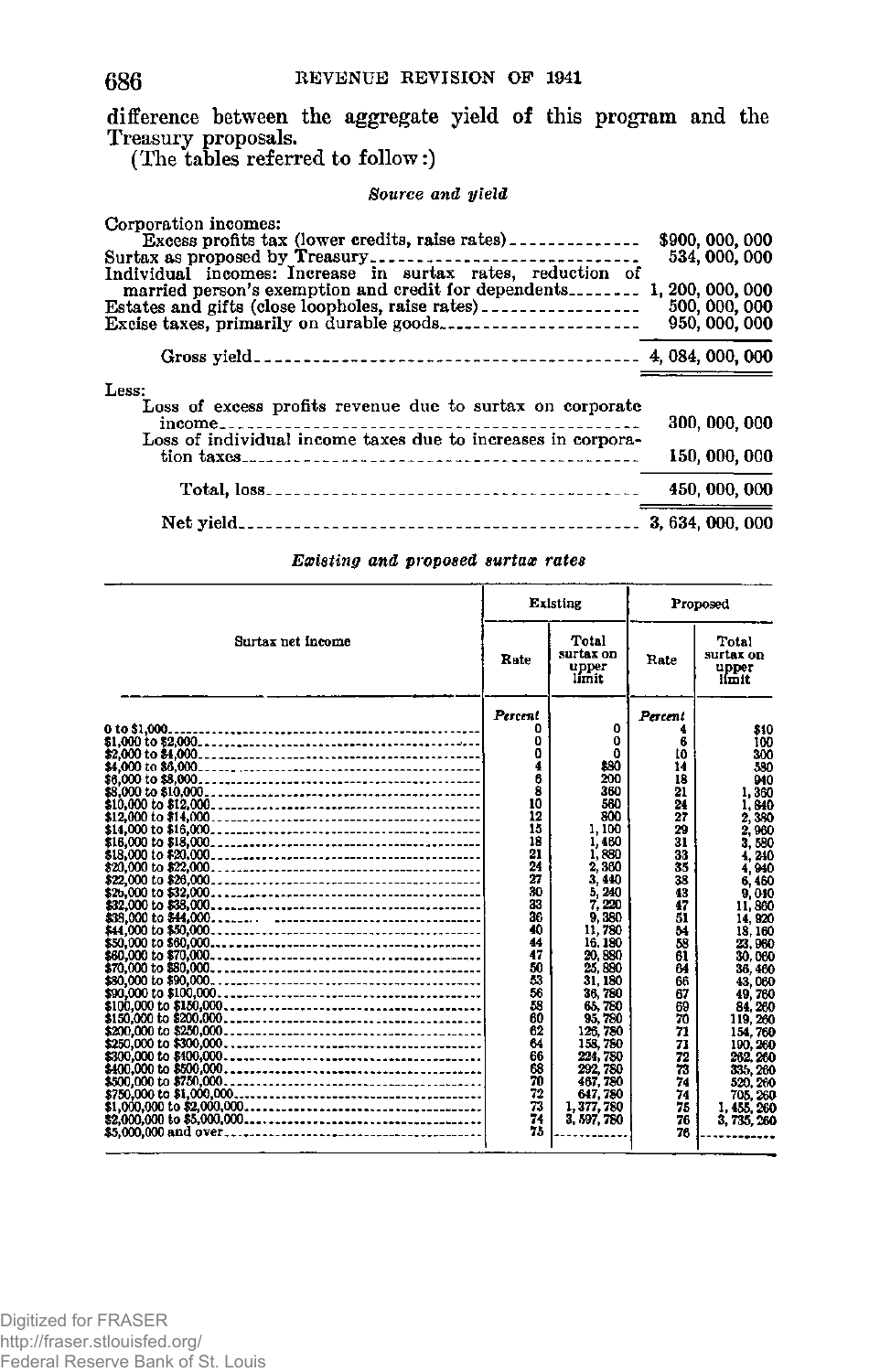difference between the aggregate yield of this program and the Treasury proposals.

(The tables referred to follow:)

*Source and yield*

| | |
|---|---|
| Corporation incomes: | |
| Excess profits tax (lower credits, raise rates) | $900,000,000 |
| Surtax as proposed by Treasury | 534,000,000 |
| Individual incomes: Increase in surtax rates, reduction of married person's exemption and credit for dependents | 1,200,000,000 |
| Estates and gifts (close loopholes, raise rates) | 500,000,000 |
| Excise taxes, primarily on durable goods | 950,000,000 |
| Gross yield | 4,084,000,000 |
| Less: | |
| Loss of excess profits revenue due to surtax on corporate income | 300,000,000 |
| Loss of individual income taxes due to increases in corporation taxes | 150,000,000 |
| Total, loss | 450,000,000 |
| Net yield | 3,634,000,000 |

*Existing and proposed surtax rates*

| Surtax net income | Existing | | Proposed | |
|---|---|---|---|---|
| | Rate | Total surtax on upper limit | Rate | Total surtax on upper limit |
| | *Percent* | | *Percent* | |
| 0 to $1,000 | 0 | 0 | 4 | $10 |
| $1,000 to $2,000 | 0 | 0 | 6 | 100 |
| $2,000 to $4,000 | 0 | 0 | 10 | 300 |
| $4,000 to $6,000 | 4 | $80 | 14 | 580 |
| $6,000 to $8,000 | 6 | 200 | 18 | 940 |
| $8,000 to $10,000 | 8 | 360 | 21 | 1,360 |
| $10,000 to $12,000 | 10 | 560 | 24 | 1,840 |
| $12,000 to $14,000 | 12 | 800 | 27 | 2,380 |
| $14,000 to $16,000 | 15 | 1,100 | 29 | 2,960 |
| $16,000 to $18,000 | 18 | 1,460 | 31 | 3,580 |
| $18,000 to $20,000 | 21 | 1,880 | 33 | 4,240 |
| $20,000 to $22,000 | 24 | 2,360 | 35 | 4,940 |
| $22,000 to $26,000 | 27 | 3,440 | 38 | 6,460 |
| $26,000 to $32,000 | 30 | 5,240 | 43 | 9,040 |
| $32,000 to $38,000 | 33 | 7,220 | 47 | 11,860 |
| $38,000 to $44,000 | 36 | 9,380 | 51 | 14,920 |
| $44,000 to $50,000 | 40 | 11,780 | 54 | 18,160 |
| $50,000 to $60,000 | 44 | 16,180 | 58 | 23,960 |
| $60,000 to $70,000 | 47 | 20,880 | 61 | 30,060 |
| $70,000 to $80,000 | 50 | 25,880 | 64 | 36,460 |
| $80,000 to $90,000 | 53 | 31,180 | 66 | 43,060 |
| $90,000 to $100,000 | 56 | 36,780 | 67 | 49,760 |
| $100,000 to $150,000 | 58 | 65,780 | 69 | 84,260 |
| $150,000 to $200,000 | 60 | 95,780 | 70 | 119,260 |
| $200,000 to $250,000 | 62 | 126,780 | 71 | 154,760 |
| $250,000 to $300,000 | 64 | 158,780 | 71 | 190,260 |
| $300,000 to $400,000 | 66 | 224,780 | 72 | 262,260 |
| $400,000 to $500,000 | 68 | 292,780 | 73 | 335,260 |
| $500,000 to $750,000 | 70 | 467,780 | 74 | 520,260 |
| $750,000 to $1,000,000 | 72 | 647,780 | 74 | 705,260 |
| $1,000,000 to $2,000,000 | 73 | 1,377,780 | 75 | 1,455,260 |
| $2,000,000 to $5,000,000 | 74 | 3,597,780 | 76 | 3,735,260 |
| $5,000,000 and over | 75 | ---------- | 76 | ---------- |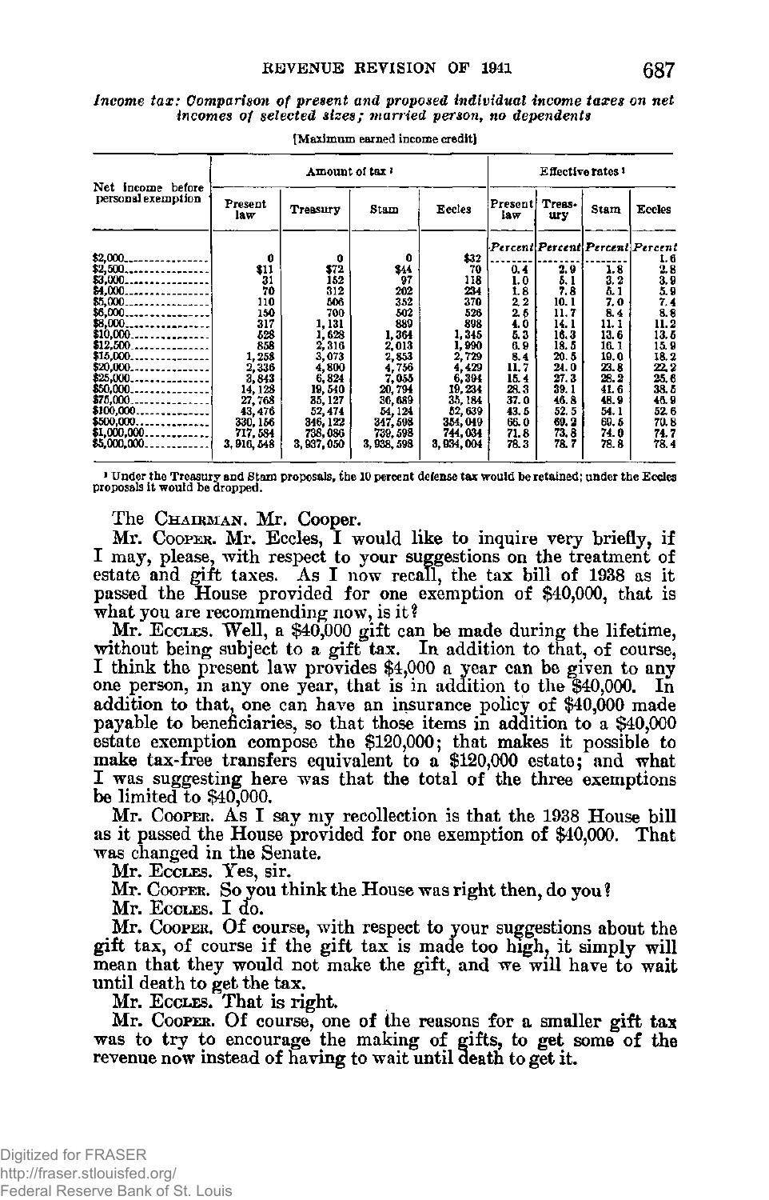*Income tax: Comparison of present and proposed individual income taxes on net incomes of selected sizes; married person, no dependents*

[Maximum earned income credit]

| Net income before personal exemption | Amount of tax [1] | | | | Effective rates [1] | | | |
|---|---|---|---|---|---|---|---|---|
| | Present law | Treasury | Stam | Eccles | Present law | Treasury | Stam | Eccles |
| | | | | | *Percent* | *Percent* | *Percent* | *Percent* |
| $2,000 | 0 | 0 | 0 | $32 | | | | 1.6 |
| $2,500 | $11 | $72 | $44 | 70 | 0.4 | 2.9 | 1.8 | 2.8 |
| $3,000 | 31 | 152 | 97 | 118 | 1.0 | 5.1 | 3.2 | 3.9 |
| $4,000 | 70 | 312 | 202 | 234 | 1.8 | 7.8 | 5.1 | 5.9 |
| $5,000 | 110 | 506 | 352 | 370 | 2.2 | 10.1 | 7.0 | 7.4 |
| $6,000 | 150 | 700 | 502 | 526 | 2.5 | 11.7 | 8.4 | 8.8 |
| $8,000 | 317 | 1,131 | 889 | 898 | 4.0 | 14.1 | 11.1 | 11.2 |
| $10,000 | 528 | 1,628 | 1,364 | 1,345 | 5.3 | 16.3 | 13.6 | 13.5 |
| $12,500 | 858 | 2,316 | 2,013 | 1,990 | 6.9 | 18.5 | 16.1 | 15.9 |
| $15,000 | 1,258 | 3,073 | 2,853 | 2,729 | 8.4 | 20.5 | 19.0 | 18.2 |
| $20,000 | 2,336 | 4,800 | 4,756 | 4,429 | 11.7 | 24.0 | 23.8 | 22.2 |
| $25,000 | 3,843 | 6,824 | 7,055 | 6,394 | 15.4 | 27.3 | 28.2 | 25.6 |
| $50,000 | 14,128 | 19,540 | 20,794 | 19,234 | 28.3 | 39.1 | 41.6 | 38.5 |
| $75,000 | 27,768 | 35,127 | 36,689 | 35,184 | 37.0 | 46.8 | 48.9 | 46.9 |
| $100,000 | 43,476 | 52,474 | 54,124 | 52,639 | 43.5 | 52.5 | 54.1 | 52.6 |
| $500,000 | 330,156 | 346,122 | 347,598 | 354,049 | 66.0 | 69.2 | 69.5 | 70.8 |
| $1,000,000 | 717,584 | 738,086 | 739,598 | 744,034 | 71.8 | 73.8 | 74.0 | 74.7 |
| $5,000,000 | 3,916,548 | 3,937,050 | 3,938,598 | 3,934,004 | 78.3 | 78.7 | 78.8 | 78.4 |

[1] Under the Treasury and Stam proposals, the 10 percent defense tax would be retained; under the Eccles proposals it would be dropped.

The CHAIRMAN. Mr. Cooper.

Mr. COOPER. Mr. Eccles, I would like to inquire very briefly, if I may, please, with respect to your suggestions on the treatment of estate and gift taxes. As I now recall, the tax bill of 1938 as it passed the House provided for one exemption of $40,000, that is what you are recommending now, is it?

Mr. ECCLES. Well, a $40,000 gift can be made during the lifetime, without being subject to a gift tax. In addition to that, of course, I think the present law provides $4,000 a year can be given to any one person, in any one year, that is in addition to the $40,000. In addition to that, one can have an insurance policy of $40,000 made payable to beneficiaries, so that those items in addition to a $40,000 estate exemption compose the $120,000; that makes it possible to make tax-free transfers equivalent to a $120,000 estate; and what I was suggesting here was that the total of the three exemptions be limited to $40,000.

Mr. COOPER. As I say my recollection is that the 1938 House bill as it passed the House provided for one exemption of $40,000. That was changed in the Senate.

Mr. ECCLES. Yes, sir.

Mr. COOPER. So you think the House was right then, do you?

Mr. ECCLES. I do.

Mr. COOPER. Of course, with respect to your suggestions about the gift tax, of course if the gift tax is made too high, it simply will mean that they would not make the gift, and we will have to wait until death to get the tax.

Mr. ECCLES. That is right.

Mr. COOPER. Of course, one of the reasons for a smaller gift tax was to try to encourage the making of gifts, to get some of the revenue now instead of having to wait until death to get it.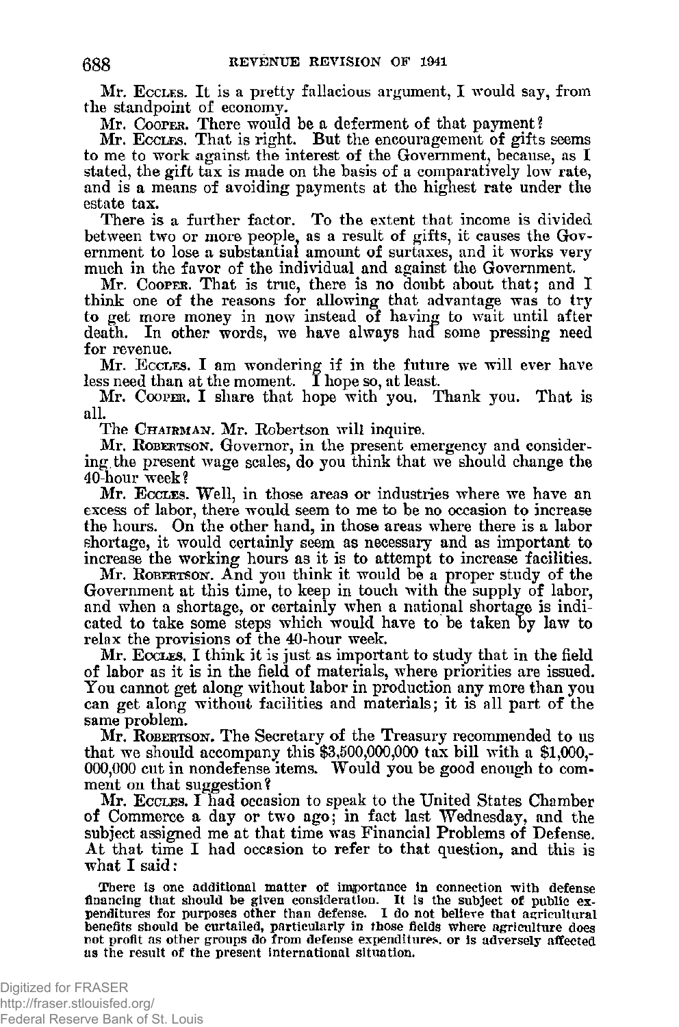Mr. ECCLES. It is a pretty fallacious argument, I would say, from the standpoint of economy.

Mr. COOPER. There would be a deferment of that payment?

Mr. ECCLES. That is right. But the encouragement of gifts seems to me to work against the interest of the Government, because, as I stated, the gift tax is made on the basis of a comparatively low rate, and is a means of avoiding payments at the highest rate under the estate tax.

There is a further factor. To the extent that income is divided between two or more people, as a result of gifts, it causes the Government to lose a substantial amount of surtaxes, and it works very much in the favor of the individual and against the Government.

Mr. COOPER. That is true, there is no doubt about that; and I think one of the reasons for allowing that advantage was to try to get more money in now instead of having to wait until after death. In other words, we have always had some pressing need for revenue.

Mr. ECCLES. I am wondering if in the future we will ever have less need than at the moment. I hope so, at least.

Mr. COOPER. I share that hope with you. Thank you. That is all.

The CHAIRMAN. Mr. Robertson will inquire.

Mr. ROBERTSON. Governor, in the present emergency and considering the present wage scales, do you think that we should change the 40-hour week?

Mr. ECCLES. Well, in those areas or industries where we have an excess of labor, there would seem to me to be no occasion to increase the hours. On the other hand, in those areas where there is a labor shortage, it would certainly seem as necessary and as important to increase the working hours as it is to attempt to increase facilities.

Mr. ROBERTSON. And you think it would be a proper study of the Government at this time, to keep in touch with the supply of labor, and when a shortage, or certainly when a national shortage is indicated to take some steps which would have to be taken by law to relax the provisions of the 40-hour week.

Mr. ECCLES. I think it is just as important to study that in the field of labor as it is in the field of materials, where priorities are issued. You cannot get along without labor in production any more than you can get along without facilities and materials; it is all part of the same problem.

Mr. ROBERTSON. The Secretary of the Treasury recommended to us that we should accompany this $3,500,000,000 tax bill with a $1,000,000,000 cut in nondefense items. Would you be good enough to comment on that suggestion?

Mr. ECCLES. I had occasion to speak to the United States Chamber of Commerce a day or two ago; in fact last Wednesday, and the subject assigned me at that time was Financial Problems of Defense. At that time I had occasion to refer to that question, and this is what I said:

> There is one additional matter of importance in connection with defense financing that should be given consideration. It is the subject of public expenditures for purposes other than defense. I do not believe that agricultural benefits should be curtailed, particularly in those fields where agriculture does not profit as other groups do from defense expenditures, or is adversely affected as the result of the present international situation.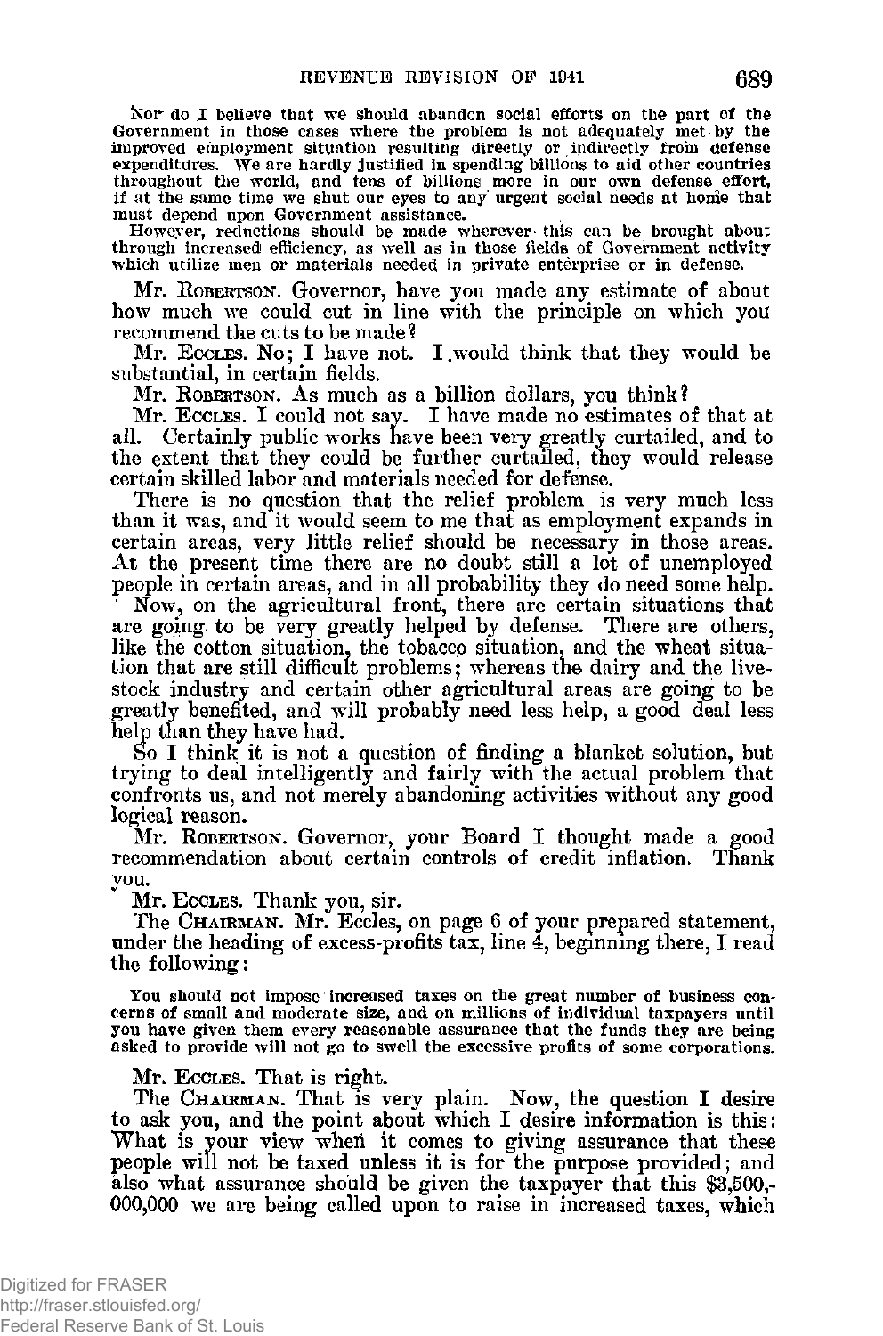Nor do I believe that we should abandon social efforts on the part of the Government in those cases where the problem is not adequately met by the improved employment situation resulting directly or indirectly from defense expenditures. We are hardly justified in spending billions to aid other countries throughout the world, and tens of billions more in our own defense effort, if at the same time we shut our eyes to any urgent social needs at home that must depend upon Government assistance.

However, reductions should be made wherever this can be brought about through increased efficiency, as well as in those fields of Government activity which utilize men or materials needed in private enterprise or in defense.

Mr. ROBERTSON. Governor, have you made any estimate of about how much we could cut in line with the principle on which you recommend the cuts to be made?

Mr. ECCLES. No; I have not. I would think that they would be substantial, in certain fields.

Mr. ROBERTSON. As much as a billion dollars, you think?

Mr. ECCLES. I could not say. I have made no estimates of that at all. Certainly public works have been very greatly curtailed, and to the extent that they could be further curtailed, they would release certain skilled labor and materials needed for defense.

There is no question that the relief problem is very much less than it was, and it would seem to me that as employment expands in certain areas, very little relief should be necessary in those areas. At the present time there are no doubt still a lot of unemployed people in certain areas, and in all probability they do need some help.

Now, on the agricultural front, there are certain situations that are going to be very greatly helped by defense. There are others, like the cotton situation, the tobacco situation, and the wheat situation that are still difficult problems; whereas the dairy and the livestock industry and certain other agricultural areas are going to be greatly benefited, and will probably need less help, a good deal less help than they have had.

So I think it is not a question of finding a blanket solution, but trying to deal intelligently and fairly with the actual problem that confronts us, and not merely abandoning activities without any good logical reason.

Mr. ROBERTSON. Governor, your Board I thought made a good recommendation about certain controls of credit inflation. Thank you.

Mr. ECCLES. Thank you, sir.

The CHAIRMAN. Mr. Eccles, on page 6 of your prepared statement, under the heading of excess-profits tax, line 4, beginning there, I read the following:

> You should not impose increased taxes on the great number of business concerns of small and moderate size, and on millions of individual taxpayers until you have given them every reasonable assurance that the funds they are being asked to provide will not go to swell the excessive profits of some corporations.

Mr. ECCLES. That is right.

The CHAIRMAN. That is very plain. Now, the question I desire to ask you, and the point about which I desire information is this: What is your view when it comes to giving assurance that these people will not be taxed unless it is for the purpose provided; and also what assurance should be given the taxpayer that this $3,500,000,000 we are being called upon to raise in increased taxes, which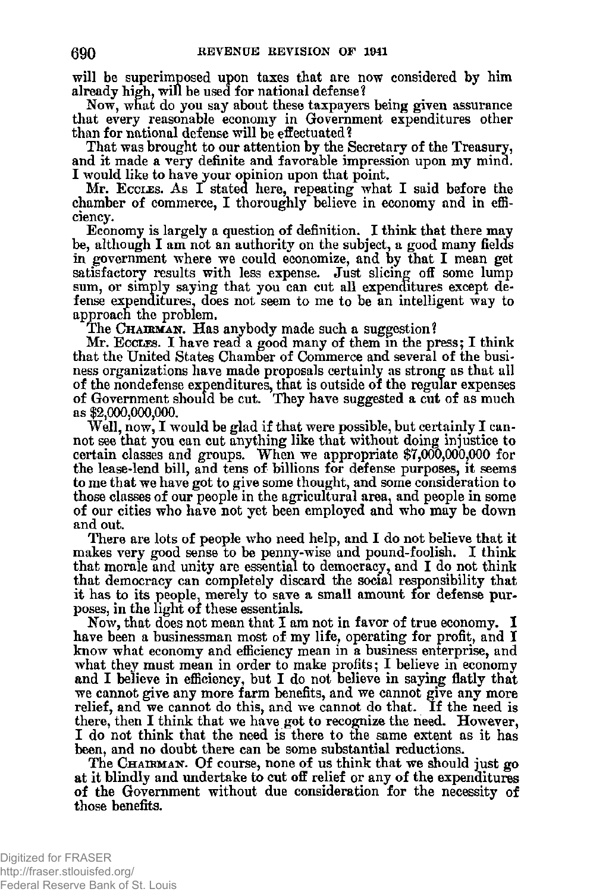will be superimposed upon taxes that are now considered by him already high, will be used for national defense?

Now, what do you say about these taxpayers being given assurance that every reasonable economy in Government expenditures other than for national defense will be effectuated?

That was brought to our attention by the Secretary of the Treasury, and it made a very definite and favorable impression upon my mind. I would like to have your opinion upon that point.

Mr. ECCLES. As I stated here, repeating what I said before the chamber of commerce, I thoroughly believe in economy and in efficiency.

Economy is largely a question of definition. I think that there may be, although I am not an authority on the subject, a good many fields in government where we could economize, and by that I mean get satisfactory results with less expense. Just slicing off some lump sum, or simply saying that you can cut all expenditures except defense expenditures, does not seem to me to be an intelligent way to approach the problem.

The CHAIRMAN. Has anybody made such a suggestion?

Mr. ECCLES. I have read a good many of them in the press; I think that the United States Chamber of Commerce and several of the business organizations have made proposals certainly as strong as that all of the nondefense expenditures, that is outside of the regular expenses of Government should be cut. They have suggested a cut of as much as $2,000,000,000.

Well, now, I would be glad if that were possible, but certainly I cannot see that you can cut anything like that without doing injustice to certain classes and groups. When we appropriate $7,000,000,000 for the lease-lend bill, and tens of billions for defense purposes, it seems to me that we have got to give some thought, and some consideration to those classes of our people in the agricultural area, and people in some of our cities who have not yet been employed and who may be down and out.

There are lots of people who need help, and I do not believe that it makes very good sense to be penny-wise and pound-foolish. I think that morale and unity are essential to democracy, and I do not think that democracy can completely discard the social responsibility that it has to its people, merely to save a small amount for defense purposes, in the light of these essentials.

Now, that does not mean that I am not in favor of true economy. I have been a businessman most of my life, operating for profit, and I know what economy and efficiency mean in a business enterprise, and what they must mean in order to make profits; I believe in economy and I believe in efficiency, but I do not believe in saying flatly that we cannot give any more farm benefits, and we cannot give any more relief, and we cannot do this, and we cannot do that. If the need is there, then I think that we have got to recognize the need. However, I do not think that the need is there to the same extent as it has been, and no doubt there can be some substantial reductions.

The CHAIRMAN. Of course, none of us think that we should just go at it blindly and undertake to cut off relief or any of the expenditures of the Government without due consideration for the necessity of those benefits.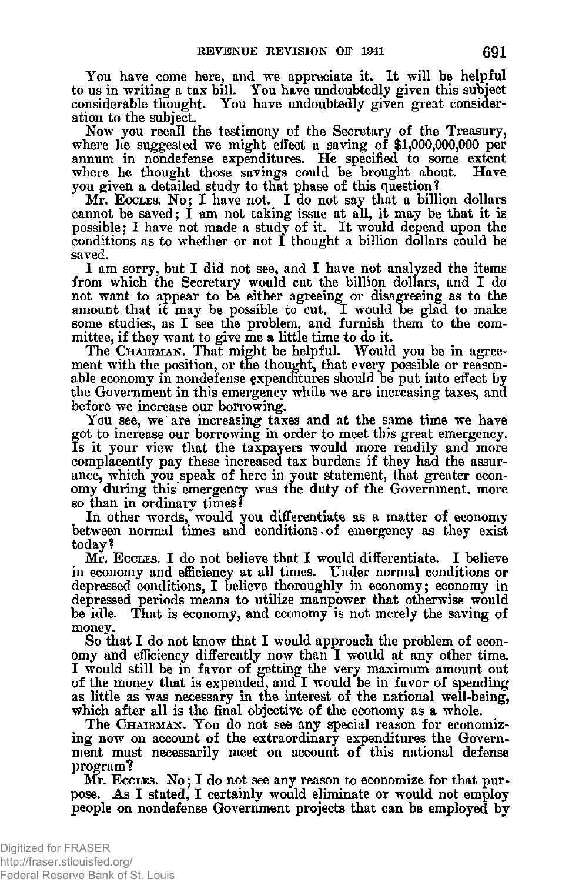You have come here, and we appreciate it. It will be helpful to us in writing a tax bill. You have undoubtedly given this subject considerable thought. You have undoubtedly given great consideration to the subject.

Now you recall the testimony of the Secretary of the Treasury, where he suggested we might effect a saving of $1,000,000,000 per annum in nondefense expenditures. He specified to some extent where he thought those savings could be brought about. Have you given a detailed study to that phase of this question?

Mr. ECCLES. No; I have not. I do not say that a billion dollars cannot be saved; I am not taking issue at all, it may be that it is possible; I have not made a study of it. It would depend upon the conditions as to whether or not I thought a billion dollars could be saved.

I am sorry, but I did not see, and I have not analyzed the items from which the Secretary would cut the billion dollars, and I do not want to appear to be either agreeing or disagreeing as to the amount that it may be possible to cut. I would be glad to make some studies, as I see the problem, and furnish them to the committee, if they want to give me a little time to do it.

The CHAIRMAN. That might be helpful. Would you be in agreement with the position, or the thought, that every possible or reasonable economy in nondefense expenditures should be put into effect by the Government in this emergency while we are increasing taxes, and before we increase our borrowing.

You see, we are increasing taxes and at the same time we have got to increase our borrowing in order to meet this great emergency. Is it your view that the taxpayers would more readily and more complacently pay these increased tax burdens if they had the assurance, which you speak of here in your statement, that greater economy during this emergency was the duty of the Government, more so than in ordinary times?

In other words, would you differentiate as a matter of economy between normal times and conditions of emergency as they exist today?

Mr. ECCLES. I do not believe that I would differentiate. I believe in economy and efficiency at all times. Under normal conditions or depressed conditions, I believe thoroughly in economy; economy in depressed periods means to utilize manpower that otherwise would be idle. That is economy, and economy is not merely the saving of money.

So that I do not know that I would approach the problem of economy and efficiency differently now than I would at any other time. I would still be in favor of getting the very maximum amount out of the money that is expended, and I would be in favor of spending as little as was necessary in the interest of the national well-being, which after all is the final objective of the economy as a whole.

The CHAIRMAN. You do not see any special reason for economizing now on account of the extraordinary expenditures the Government must necessarily meet on account of this national defense program?

Mr. ECCLES. No; I do not see any reason to economize for that purpose. As I stated, I certainly would eliminate or would not employ people on nondefense Government projects that can be employed by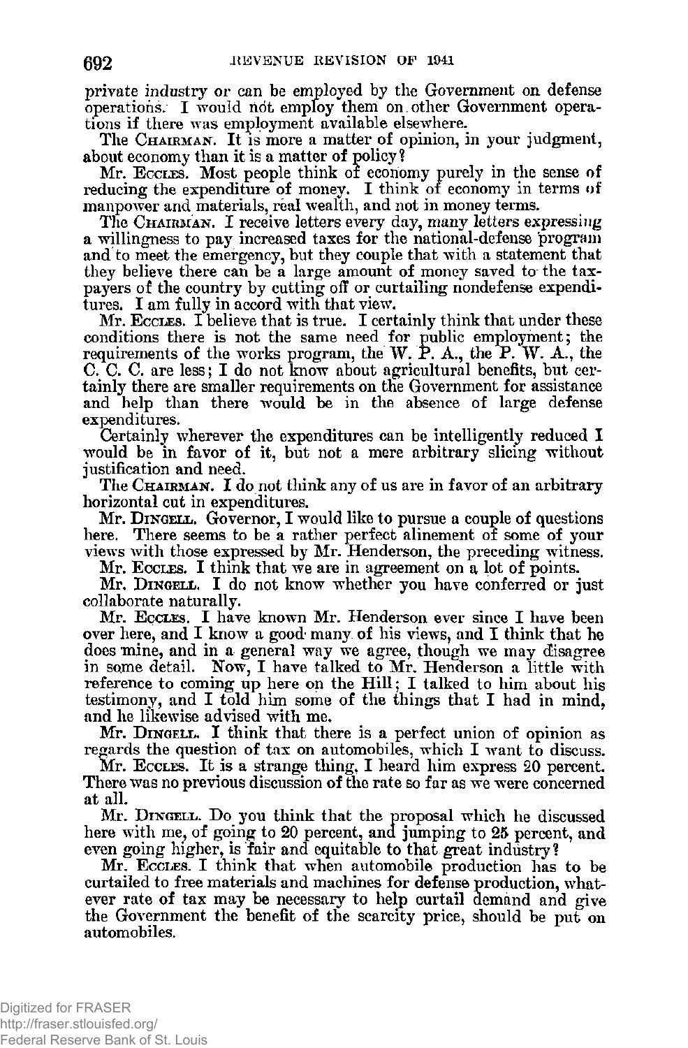private industry or can be employed by the Government on defense operations. I would not employ them on other Government operations if there was employment available elsewhere.

The CHAIRMAN. It is more a matter of opinion, in your judgment, about economy than it is a matter of policy?

Mr. ECCLES. Most people think of economy purely in the sense of reducing the expenditure of money. I think of economy in terms of manpower and materials, real wealth, and not in money terms.

The CHAIRMAN. I receive letters every day, many letters expressing a willingness to pay increased taxes for the national-defense program and to meet the emergency, but they couple that with a statement that they believe there can be a large amount of money saved to the taxpayers of the country by cutting off or curtailing nondefense expenditures. I am fully in accord with that view.

Mr. ECCLES. I believe that is true. I certainly think that under these conditions there is not the same need for public employment; the requirements of the works program, the W. P. A., the P. W. A., the C. C. C. are less; I do not know about agricultural benefits, but certainly there are smaller requirements on the Government for assistance and help than there would be in the absence of large defense expenditures.

Certainly wherever the expenditures can be intelligently reduced I would be in favor of it, but not a mere arbitrary slicing without justification and need.

The CHAIRMAN. I do not think any of us are in favor of an arbitrary horizontal cut in expenditures.

Mr. DINGELL. Governor, I would like to pursue a couple of questions here. There seems to be a rather perfect alinement of some of your views with those expressed by Mr. Henderson, the preceding witness.

Mr. ECCLES. I think that we are in agreement on a lot of points.

Mr. DINGELL. I do not know whether you have conferred or just collaborate naturally.

Mr. ECCLES. I have known Mr. Henderson ever since I have been over here, and I know a good many of his views, and I think that he does mine, and in a general way we agree, though we may disagree in some detail. Now, I have talked to Mr. Henderson a little with reference to coming up here on the Hill; I talked to him about his testimony, and I told him some of the things that I had in mind, and he likewise advised with me.

Mr. DINGELL. I think that there is a perfect union of opinion as regards the question of tax on automobiles, which I want to discuss.

Mr. ECCLES. It is a strange thing, I heard him express 20 percent. There was no previous discussion of the rate so far as we were concerned at all.

Mr. DINGELL. Do you think that the proposal which he discussed here with me, of going to 20 percent, and jumping to 25 percent, and even going higher, is fair and equitable to that great industry?

Mr. ECCLES. I think that when automobile production has to be curtailed to free materials and machines for defense production, whatever rate of tax may be necessary to help curtail demand and give the Government the benefit of the scarcity price, should be put on automobiles.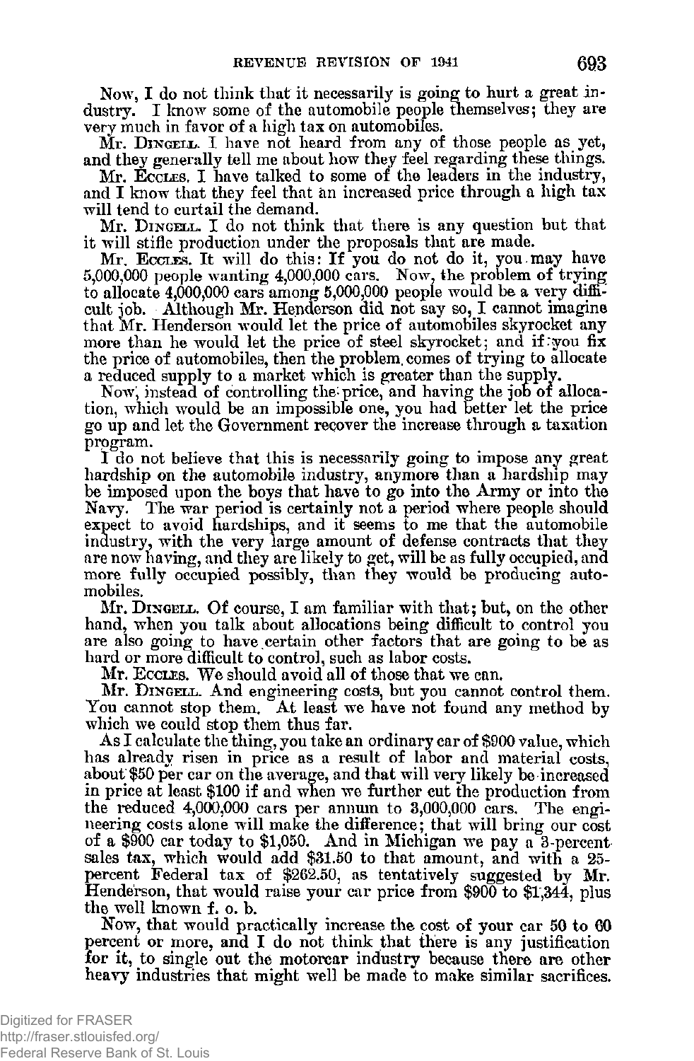Now, I do not think that it necessarily is going to hurt a great industry. I know some of the automobile people themselves; they are very much in favor of a high tax on automobiles.

Mr. DINGELL. I have not heard from any of those people as yet, and they generally tell me about how they feel regarding these things.

Mr. ECCLES. I have talked to some of the leaders in the industry, and I know that they feel that an increased price through a high tax will tend to curtail the demand.

Mr. DINGELL. I do not think that there is any question but that it will stifle production under the proposals that are made.

Mr. ECCLES. It will do this: If you do not do it, you may have 5,000,000 people wanting 4,000,000 cars. Now, the problem of trying to allocate 4,000,000 cars among 5,000,000 people would be a very difficult job. Although Mr. Henderson did not say so, I cannot imagine that Mr. Henderson would let the price of automobiles skyrocket any more than he would let the price of steel skyrocket; and if you fix the price of automobiles, then the problem comes of trying to allocate a reduced supply to a market which is greater than the supply.

Now, instead of controlling the price, and having the job of allocation, which would be an impossible one, you had better let the price go up and let the Government recover the increase through a taxation program.

I do not believe that this is necessarily going to impose any great hardship on the automobile industry, anymore than a hardship may be imposed upon the boys that have to go into the Army or into the Navy. The war period is certainly not a period where people should expect to avoid hardships, and it seems to me that the automobile industry, with the very large amount of defense contracts that they are now having, and they are likely to get, will be as fully occupied, and more fully occupied possibly, than they would be producing automobiles.

Mr. DINGELL. Of course, I am familiar with that; but, on the other hand, when you talk about allocations being difficult to control you are also going to have certain other factors that are going to be as hard or more difficult to control, such as labor costs.

Mr. ECCLES. We should avoid all of those that we can.

Mr. DINGELL. And engineering costs, but you cannot control them. You cannot stop them. At least we have not found any method by which we could stop them thus far.

As I calculate the thing, you take an ordinary car of $900 value, which has already risen in price as a result of labor and material costs, about $50 per car on the average, and that will very likely be increased in price at least $100 if and when we further cut the production from the reduced 4,000,000 cars per annum to 3,000,000 cars. The engineering costs alone will make the difference; that will bring our cost of a $900 car today to $1,050. And in Michigan we pay a 3-percent sales tax, which would add $31.50 to that amount, and with a 25-percent Federal tax of $262.50, as tentatively suggested by Mr. Henderson, that would raise your car price from $900 to $1,344, plus the well known f. o. b.

Now, that would practically increase the cost of your car 50 to 60 percent or more, and I do not think that there is any justification for it, to single out the motorcar industry because there are other heavy industries that might well be made to make similar sacrifices.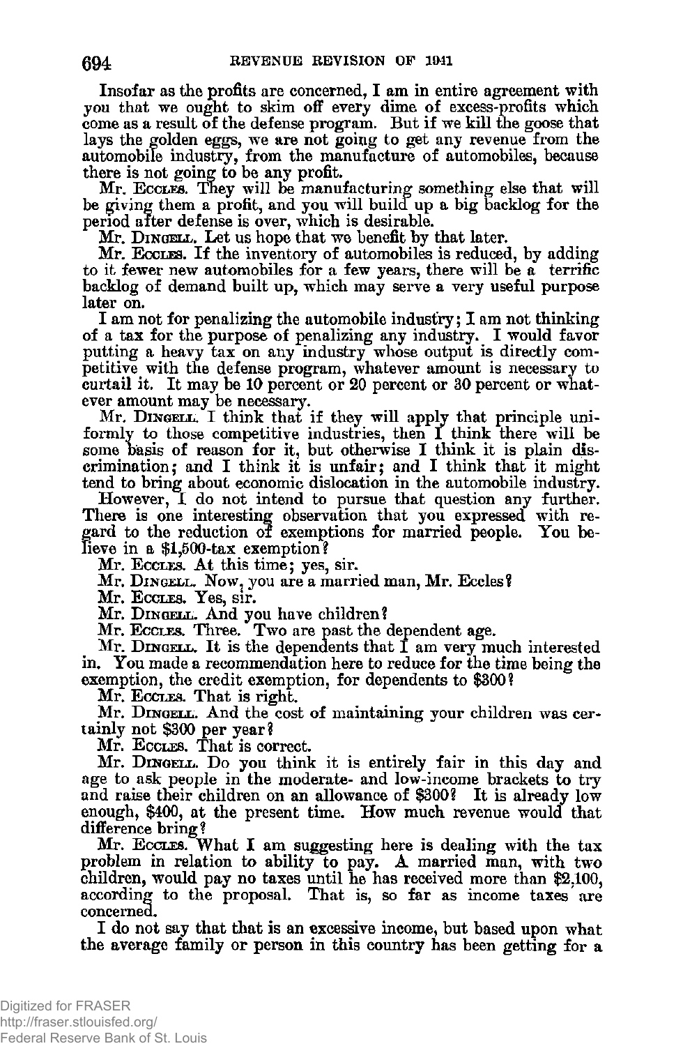Insofar as the profits are concerned, I am in entire agreement with you that we ought to skim off every dime of excess-profits which come as a result of the defense program. But if we kill the goose that lays the golden eggs, we are not going to get any revenue from the automobile industry, from the manufacture of automobiles, because there is not going to be any profit.

Mr. ECCLES. They will be manufacturing something else that will be giving them a profit, and you will build up a big backlog for the period after defense is over, which is desirable.

Mr. DINGELL. Let us hope that we benefit by that later.

Mr. ECCLES. If the inventory of automobiles is reduced, by adding to it fewer new automobiles for a few years, there will be a terrific backlog of demand built up, which may serve a very useful purpose later on.

I am not for penalizing the automobile industry; I am not thinking of a tax for the purpose of penalizing any industry. I would favor putting a heavy tax on any industry whose output is directly competitive with the defense program, whatever amount is necessary to curtail it. It may be 10 percent or 20 percent or 30 percent or whatever amount may be necessary.

Mr. DINGELL. I think that if they will apply that principle uniformly to those competitive industries, then I think there will be some basis of reason for it, but otherwise I think it is plain discrimination; and I think it is unfair; and I think that it might tend to bring about economic dislocation in the automobile industry.

However, I do not intend to pursue that question any further. There is one interesting observation that you expressed with regard to the reduction of exemptions for married people. You believe in a $1,500-tax exemption?

Mr. ECCLES. At this time; yes, sir.

Mr. DINGELL. Now, you are a married man, Mr. Eccles?

Mr. ECCLES. Yes, sir.

Mr. DINGELL. And you have children?

Mr. ECCLES. Three. Two are past the dependent age.

Mr. DINGELL. It is the dependents that I am very much interested in. You made a recommendation here to reduce for the time being the exemption, the credit exemption, for dependents to $300?

Mr. ECCLES. That is right.

Mr. DINGELL. And the cost of maintaining your children was certainly not $300 per year?

Mr. ECCLES. That is correct.

Mr. DINGELL. Do you think it is entirely fair in this day and age to ask people in the moderate- and low-income brackets to try and raise their children on an allowance of $300? It is already low enough, $400, at the present time. How much revenue would that difference bring?

Mr. ECCLES. What I am suggesting here is dealing with the tax problem in relation to ability to pay. A married man, with two children, would pay no taxes until he has received more than $2,100, according to the proposal. That is, so far as income taxes are concerned.

I do not say that that is an excessive income, but based upon what the average family or person in this country has been getting for a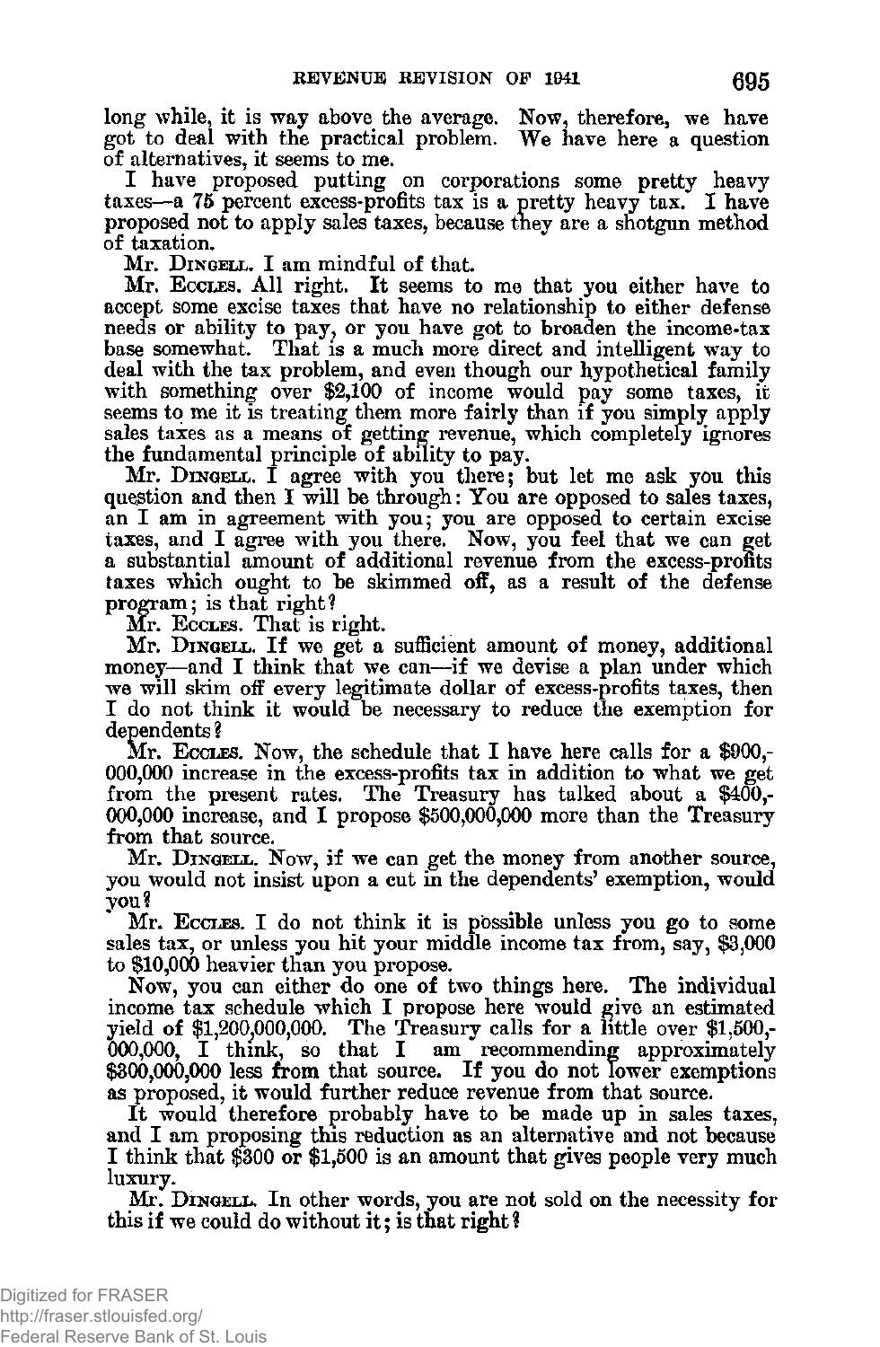long while, it is way above the average. Now, therefore, we have got to deal with the practical problem. We have here a question of alternatives, it seems to me.

I have proposed putting on corporations some pretty heavy taxes—a 75 percent excess-profits tax is a pretty heavy tax. I have proposed not to apply sales taxes, because they are a shotgun method of taxation.

Mr. DINGELL. I am mindful of that.

Mr. ECCLES. All right. It seems to me that you either have to accept some excise taxes that have no relationship to either defense needs or ability to pay, or you have got to broaden the income-tax base somewhat. That is a much more direct and intelligent way to deal with the tax problem, and even though our hypothetical family with something over $2,100 of income would pay some taxes, it seems to me it is treating them more fairly than if you simply apply sales taxes as a means of getting revenue, which completely ignores the fundamental principle of ability to pay.

Mr. DINGELL. I agree with you there; but let me ask you this question and then I will be through: You are opposed to sales taxes, an I am in agreement with you; you are opposed to certain excise taxes, and I agree with you there. Now, you feel that we can get a substantial amount of additional revenue from the excess-profits taxes which ought to be skimmed off, as a result of the defense program; is that right?

Mr. ECCLES. That is right.

Mr. DINGELL. If we get a sufficient amount of money, additional money—and I think that we can—if we devise a plan under which we will skim off every legitimate dollar of excess-profits taxes, then I do not think it would be necessary to reduce the exemption for dependents?

Mr. ECCLES. Now, the schedule that I have here calls for a $900,000,000 increase in the excess-profits tax in addition to what we get from the present rates. The Treasury has talked about a $400,000,000 increase, and I propose $500,000,000 more than the Treasury from that source.

Mr. DINGELL. Now, if we can get the money from another source, you would not insist upon a cut in the dependents' exemption, would you?

Mr. ECCLES. I do not think it is possible unless you go to some sales tax, or unless you hit your middle income tax from, say, $3,000 to $10,000 heavier than you propose.

Now, you can either do one of two things here. The individual income tax schedule which I propose here would give an estimated yield of $1,200,000,000. The Treasury calls for a little over $1,500,000,000, I think, so that I am recommending approximately $300,000,000 less from that source. If you do not lower exemptions as proposed, it would further reduce revenue from that source.

It would therefore probably have to be made up in sales taxes, and I am proposing this reduction as an alternative and not because I think that $300 or $1,500 is an amount that gives people very much luxury.

Mr. DINGELL. In other words, you are not sold on the necessity for this if we could do without it; is that right?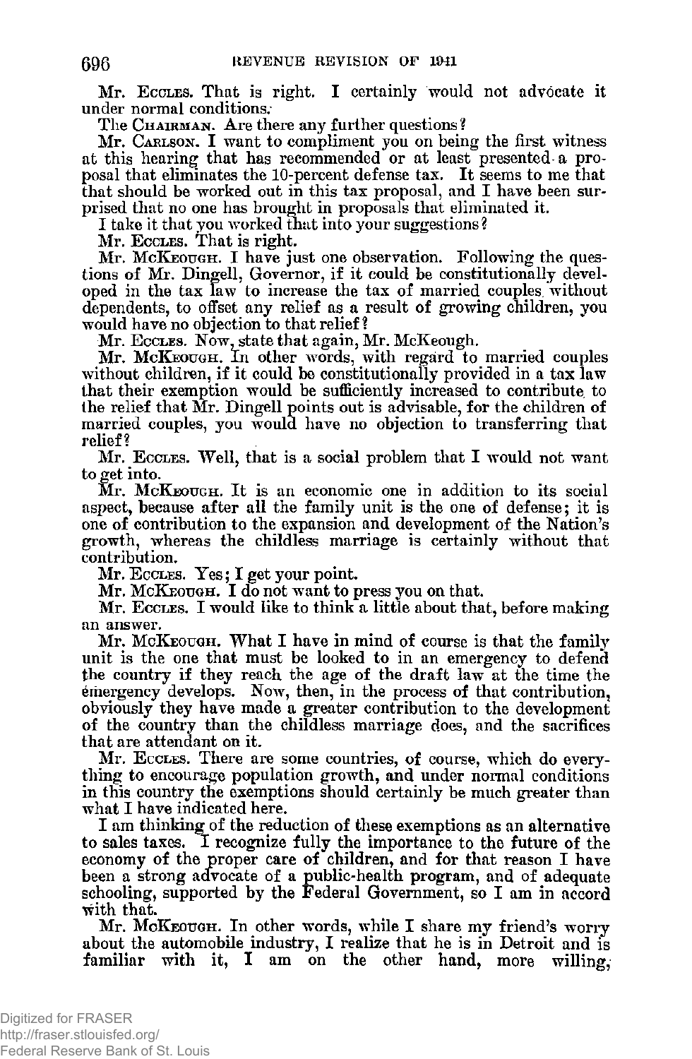Mr. Eccles. That is right. I certainly would not advocate it under normal conditions.

The Chairman. Are there any further questions?

Mr. Carlson. I want to compliment you on being the first witness at this hearing that has recommended or at least presented a proposal that eliminates the 10-percent defense tax. It seems to me that that should be worked out in this tax proposal, and I have been surprised that no one has brought in proposals that eliminated it.

I take it that you worked that into your suggestions?

Mr. Eccles. That is right.

Mr. McKeough. I have just one observation. Following the questions of Mr. Dingell, Governor, if it could be constitutionally developed in the tax law to increase the tax of married couples without dependents, to offset any relief as a result of growing children, you would have no objection to that relief?

Mr. Eccles. Now, state that again, Mr. McKeough.

Mr. McKeough. In other words, with regard to married couples without children, if it could be constitutionally provided in a tax law that their exemption would be sufficiently increased to contribute to the relief that Mr. Dingell points out is advisable, for the children of married couples, you would have no objection to transferring that relief?

Mr. Eccles. Well, that is a social problem that I would not want to get into.

Mr. McKeough. It is an economic one in addition to its social aspect, because after all the family unit is the one of defense; it is one of contribution to the expansion and development of the Nation's growth, whereas the childless marriage is certainly without that contribution.

Mr. Eccles. Yes; I get your point.

Mr. McKeough. I do not want to press you on that.

Mr. Eccles. I would like to think a little about that, before making an answer.

Mr. McKeough. What I have in mind of course is that the family unit is the one that must be looked to in an emergency to defend the country if they reach the age of the draft law at the time the emergency develops. Now, then, in the process of that contribution, obviously they have made a greater contribution to the development of the country than the childless marriage does, and the sacrifices that are attendant on it.

Mr. Eccles. There are some countries, of course, which do everything to encourage population growth, and under normal conditions in this country the exemptions should certainly be much greater than what I have indicated here.

I am thinking of the reduction of these exemptions as an alternative to sales taxes. I recognize fully the importance to the future of the economy of the proper care of children, and for that reason I have been a strong advocate of a public-health program, and of adequate schooling, supported by the Federal Government, so I am in accord with that.

Mr. McKeough. In other words, while I share my friend's worry about the automobile industry, I realize that he is in Detroit and is familiar with it, I am on the other hand, more willing,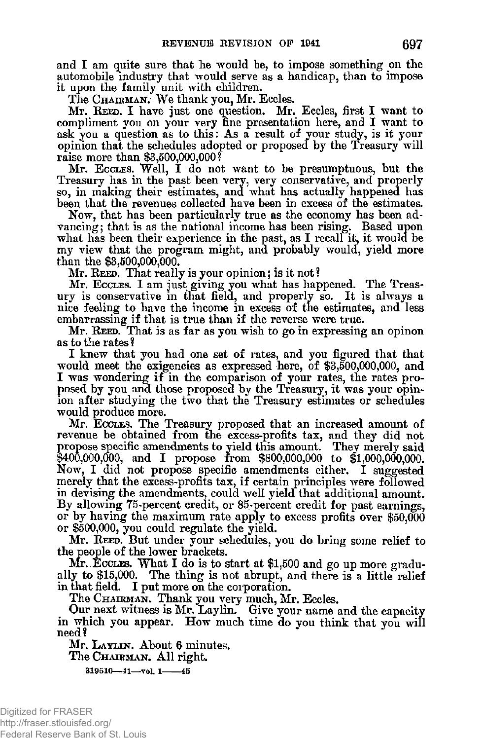and I am quite sure that he would be, to impose something on the automobile industry that would serve as a handicap, than to impose it upon the family unit with children.

The CHAIRMAN. We thank you, Mr. Eccles.

Mr. REED. I have just one question. Mr. Eccles, first I want to compliment you on your very fine presentation here, and I want to ask you a question as to this: As a result of your study, is it your opinion that the schedules adopted or proposed by the Treasury will raise more than $3,500,000,000?

Mr. ECCLES. Well, I do not want to be presumptuous, but the Treasury has in the past been very, very conservative, and properly so, in making their estimates, and what has actually happened has been that the revenues collected have been in excess of the estimates.

Now, that has been particularly true as the economy has been advancing; that is as the national income has been rising. Based upon what has been their experience in the past, as I recall it, it would be my view that the program might, and probably would, yield more than the $3,500,000,000.

Mr. REED. That really is your opinion; is it not?

Mr. ECCLES. I am just giving you what has happened. The Treasury is conservative in that field, and properly so. It is always a nice feeling to have the income in excess of the estimates, and less embarrassing if that is true than if the reverse were true.

Mr. REED. That is as far as you wish to go in expressing an opinon as to the rates?

I knew that you had one set of rates, and you figured that that would meet the exigencies as expressed here, of $3,500,000,000, and I was wondering if in the comparison of your rates, the rates proposed by you and those proposed by the Treasury, it was your opinion after studying the two that the Treasury estimates or schedules would produce more.

Mr. ECCLES. The Treasury proposed that an increased amount of revenue be obtained from the excess-profits tax, and they did not propose specific amendments to yield this amount. They merely said $400,000,000, and I propose from $800,000,000 to $1,000,000,000. Now, I did not propose specific amendments either. I suggested merely that the excess-profits tax, if certain principles were followed in devising the amendments, could well yield that additional amount. By allowing 75-percent credit, or 85-percent credit for past earnings, or by having the maximum rate apply to excess profits over $50,000 or $500,000, you could regulate the yield.

Mr. REED. But under your schedules, you do bring some relief to the people of the lower brackets.

Mr. ECCLES. What I do is to start at $1,500 and go up more gradually to $15,000. The thing is not abrupt, and there is a little relief in that field. I put more on the corporation.

The CHAIRMAN. Thank you very much, Mr. Eccles.

Our next witness is Mr. Laylin. Give your name and the capacity in which you appear. How much time do you think that you will need?

Mr. LAYLIN. About 6 minutes.

The CHAIRMAN. All right.